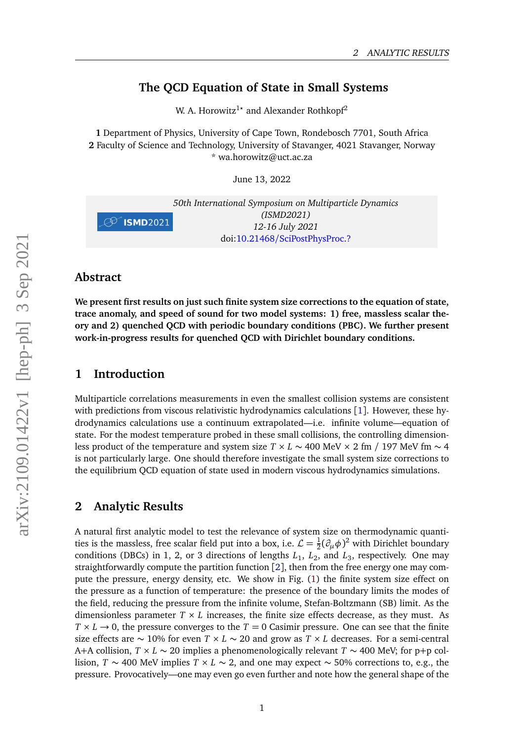# The QCD Equation of State in Small Systems

W. A. Horowitz[1⋆] and Alexander Rothkopf[2]

**1** Department of Physics, University of Cape Town, Rondebosch 7701, South Africa
**2** Faculty of Science and Technology, University of Stavanger, 4021 Stavanger, Norway
\* wa.horowitz@uct.ac.za

June 13, 2022

*50th International Symposium on Multiparticle Dynamics*
*(ISMD2021)*
*12-16 July 2021*
doi:10.21468/SciPostPhysProc.?

## Abstract

**We present first results on just such finite system size corrections to the equation of state, trace anomaly, and speed of sound for two model systems: 1) free, massless scalar theory and 2) quenched QCD with periodic boundary conditions (PBC). We further present work-in-progress results for quenched QCD with Dirichlet boundary conditions.**

## 1 Introduction

Multiparticle correlations measurements in even the smallest collision systems are consistent with predictions from viscous relativistic hydrodynamics calculations [1]. However, these hydrodynamics calculations use a continuum extrapolated—i.e. infinite volume—equation of state. For the modest temperature probed in these small collisions, the controlling dimensionless product of the temperature and system size $T \times L \sim 400$ MeV $\times$ 2 fm / 197 MeV fm $\sim 4$ is not particularly large. One should therefore investigate the small system size corrections to the equilibrium QCD equation of state used in modern viscous hydrodynamics simulations.

## 2 Analytic Results

A natural first analytic model to test the relevance of system size on thermodynamic quantities is the massless, free scalar field put into a box, i.e. $\mathcal{L} = \frac{1}{2}(\partial_\mu \phi)^2$ with Dirichlet boundary conditions (DBCs) in 1, 2, or 3 directions of lengths $L_1$, $L_2$, and $L_3$, respectively. One may straightforwardly compute the partition function [2], then from the free energy one may compute the pressure, energy density, etc. We show in Fig. (1) the finite system size effect on the pressure as a function of temperature: the presence of the boundary limits the modes of the field, reducing the pressure from the infinite volume, Stefan-Boltzmann (SB) limit. As the dimensionless parameter $T \times L$ increases, the finite size effects decrease, as they must. As $T \times L \to 0$, the pressure converges to the $T = 0$ Casimir pressure. One can see that the finite size effects are $\sim 10\%$ for even $T \times L \sim 20$ and grow as $T \times L$ decreases. For a semi-central A+A collision, $T \times L \sim 20$ implies a phenomenologically relevant $T \sim 400$ MeV; for p+p collision, $T \sim 400$ MeV implies $T \times L \sim 2$, and one may expect $\sim 50\%$ corrections to, e.g., the pressure. Provocatively—one may even go even further and note how the general shape of the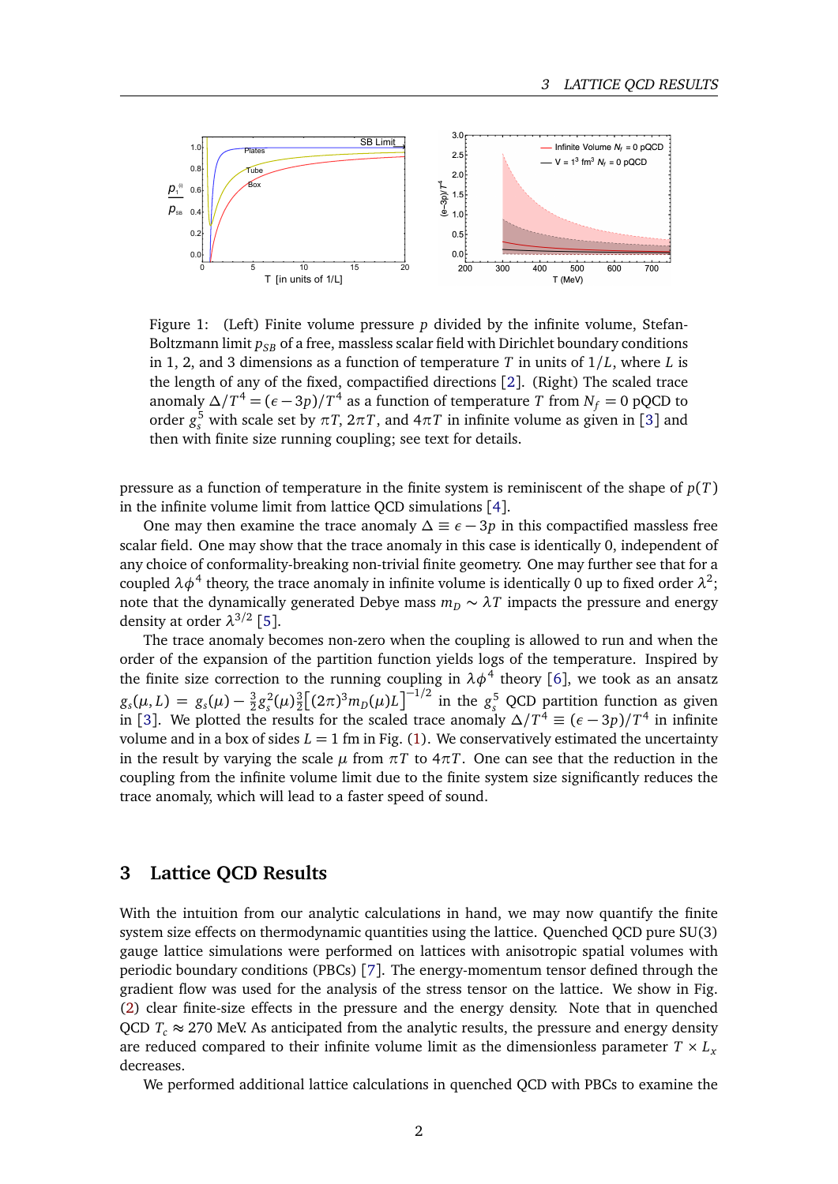Figure 1: (Left) Finite volume pressure $p$ divided by the infinite volume, Stefan-Boltzmann limit $p_{SB}$ of a free, massless scalar field with Dirichlet boundary conditions in 1, 2, and 3 dimensions as a function of temperature $T$ in units of $1/L$, where $L$ is the length of any of the fixed, compactified directions [2]. (Right) The scaled trace anomaly $\Delta/T^4 = (\epsilon - 3p)/T^4$ as a function of temperature $T$ from $N_f = 0$ pQCD to order $g_s^5$ with scale set by $\pi T$, $2\pi T$, and $4\pi T$ in infinite volume as given in [3] and then with finite size running coupling; see text for details.

pressure as a function of temperature in the finite system is reminiscent of the shape of $p(T)$ in the infinite volume limit from lattice QCD simulations [4].

One may then examine the trace anomaly $\Delta \equiv \epsilon - 3p$ in this compactified massless free scalar field. One may show that the trace anomaly in this case is identically 0, independent of any choice of conformality-breaking non-trivial finite geometry. One may further see that for a coupled $\lambda\phi^4$ theory, the trace anomaly in infinite volume is identically 0 up to fixed order $\lambda^2$; note that the dynamically generated Debye mass $m_D \sim \lambda T$ impacts the pressure and energy density at order $\lambda^{3/2}$ [5].

The trace anomaly becomes non-zero when the coupling is allowed to run and when the order of the expansion of the partition function yields logs of the temperature. Inspired by the finite size correction to the running coupling in $\lambda\phi^4$ theory [6], we took as an ansatz $g_s(\mu, L) = g_s(\mu) - \frac{3}{2}g_s^2(\mu)\frac{3}{2}\left[(2\pi)^3 m_D(\mu)L\right]^{-1/2}$ in the $g_s^5$ QCD partition function as given in [3]. We plotted the results for the scaled trace anomaly $\Delta/T^4 \equiv (\epsilon - 3p)/T^4$ in infinite volume and in a box of sides $L = 1$ fm in Fig. (1). We conservatively estimated the uncertainty in the result by varying the scale $\mu$ from $\pi T$ to $4\pi T$. One can see that the reduction in the coupling from the infinite volume limit due to the finite system size significantly reduces the trace anomaly, which will lead to a faster speed of sound.

# 3 Lattice QCD Results

With the intuition from our analytic calculations in hand, we may now quantify the finite system size effects on thermodynamic quantities using the lattice. Quenched QCD pure SU(3) gauge lattice simulations were performed on lattices with anisotropic spatial volumes with periodic boundary conditions (PBCs) [7]. The energy-momentum tensor defined through the gradient flow was used for the analysis of the stress tensor on the lattice. We show in Fig. (2) clear finite-size effects in the pressure and the energy density. Note that in quenched QCD $T_c \approx 270$ MeV. As anticipated from the analytic results, the pressure and energy density are reduced compared to their infinite volume limit as the dimensionless parameter $T \times L_x$ decreases.

We performed additional lattice calculations in quenched QCD with PBCs to examine the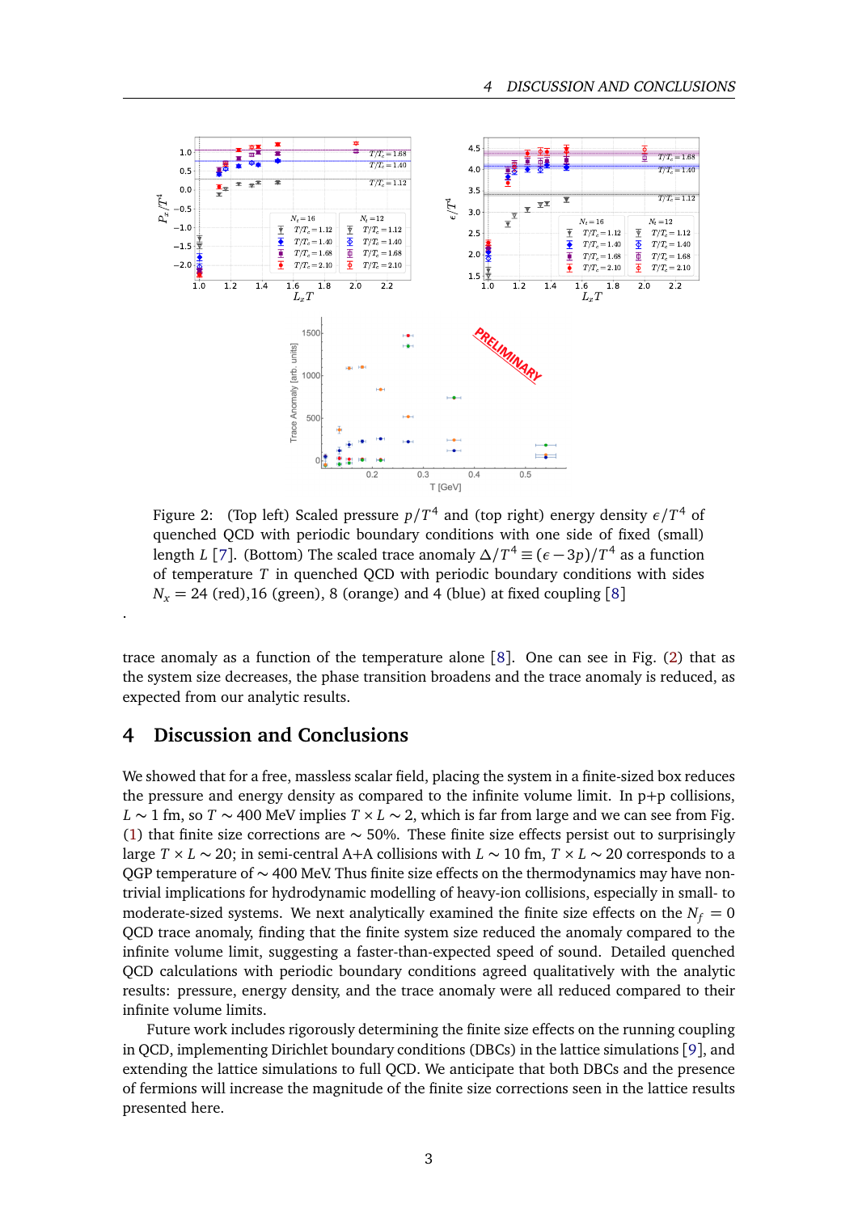Figure 2: (Top left) Scaled pressure $p/T^4$ and (top right) energy density $\epsilon/T^4$ of quenched QCD with periodic boundary conditions with one side of fixed (small) length $L$ [7]. (Bottom) The scaled trace anomaly $\Delta/T^4 \equiv (\epsilon - 3p)/T^4$ as a function of temperature $T$ in quenched QCD with periodic boundary conditions with sides $N_x = 24$ (red),16 (green), 8 (orange) and 4 (blue) at fixed coupling [8]

.

trace anomaly as a function of the temperature alone [8]. One can see in Fig. (2) that as the system size decreases, the phase transition broadens and the trace anomaly is reduced, as expected from our analytic results.

## 4 Discussion and Conclusions

We showed that for a free, massless scalar field, placing the system in a finite-sized box reduces the pressure and energy density as compared to the infinite volume limit. In p+p collisions, $L \sim 1$ fm, so $T \sim 400$ MeV implies $T \times L \sim 2$, which is far from large and we can see from Fig. (1) that finite size corrections are $\sim 50\%$. These finite size effects persist out to surprisingly large $T \times L \sim 20$; in semi-central A+A collisions with $L \sim 10$ fm, $T \times L \sim 20$ corresponds to a QGP temperature of $\sim 400$ MeV. Thus finite size effects on the thermodynamics may have non-trivial implications for hydrodynamic modelling of heavy-ion collisions, especially in small- to moderate-sized systems. We next analytically examined the finite size effects on the $N_f = 0$ QCD trace anomaly, finding that the finite system size reduced the anomaly compared to the infinite volume limit, suggesting a faster-than-expected speed of sound. Detailed quenched QCD calculations with periodic boundary conditions agreed qualitatively with the analytic results: pressure, energy density, and the trace anomaly were all reduced compared to their infinite volume limits.

Future work includes rigorously determining the finite size effects on the running coupling in QCD, implementing Dirichlet boundary conditions (DBCs) in the lattice simulations [9], and extending the lattice simulations to full QCD. We anticipate that both DBCs and the presence of fermions will increase the magnitude of the finite size corrections seen in the lattice results presented here.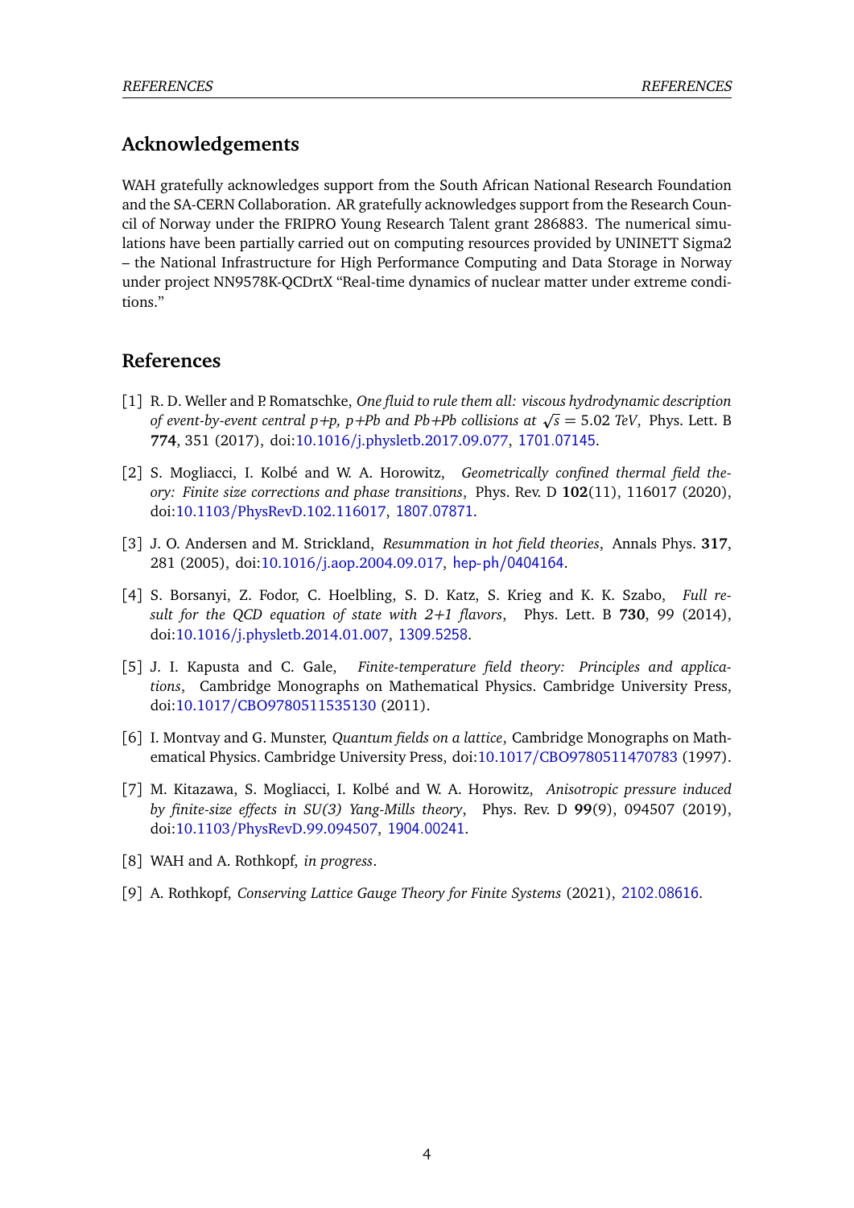## Acknowledgements

WAH gratefully acknowledges support from the South African National Research Foundation and the SA-CERN Collaboration. AR gratefully acknowledges support from the Research Council of Norway under the FRIPRO Young Research Talent grant 286883. The numerical simulations have been partially carried out on computing resources provided by UNINETT Sigma2 – the National Infrastructure for High Performance Computing and Data Storage in Norway under project NN9578K-QCDrtX "Real-time dynamics of nuclear matter under extreme conditions."

## References

[1] R. D. Weller and P. Romatschke, *One fluid to rule them all: viscous hydrodynamic description of event-by-event central p+p, p+Pb and Pb+Pb collisions at* $\sqrt{s} = 5.02$ *TeV*, Phys. Lett. B **774**, 351 (2017), doi:10.1016/j.physletb.2017.09.077, 1701.07145.

[2] S. Mogliacci, I. Kolbé and W. A. Horowitz, *Geometrically confined thermal field theory: Finite size corrections and phase transitions*, Phys. Rev. D **102**(11), 116017 (2020), doi:10.1103/PhysRevD.102.116017, 1807.07871.

[3] J. O. Andersen and M. Strickland, *Resummation in hot field theories*, Annals Phys. **317**, 281 (2005), doi:10.1016/j.aop.2004.09.017, hep-ph/0404164.

[4] S. Borsanyi, Z. Fodor, C. Hoelbling, S. D. Katz, S. Krieg and K. K. Szabo, *Full result for the QCD equation of state with 2+1 flavors*, Phys. Lett. B **730**, 99 (2014), doi:10.1016/j.physletb.2014.01.007, 1309.5258.

[5] J. I. Kapusta and C. Gale, *Finite-temperature field theory: Principles and applications*, Cambridge Monographs on Mathematical Physics. Cambridge University Press, doi:10.1017/CBO9780511535130 (2011).

[6] I. Montvay and G. Munster, *Quantum fields on a lattice*, Cambridge Monographs on Mathematical Physics. Cambridge University Press, doi:10.1017/CBO9780511470783 (1997).

[7] M. Kitazawa, S. Mogliacci, I. Kolbé and W. A. Horowitz, *Anisotropic pressure induced by finite-size effects in SU(3) Yang-Mills theory*, Phys. Rev. D **99**(9), 094507 (2019), doi:10.1103/PhysRevD.99.094507, 1904.00241.

[8] WAH and A. Rothkopf, *in progress*.

[9] A. Rothkopf, *Conserving Lattice Gauge Theory for Finite Systems* (2021), 2102.08616.